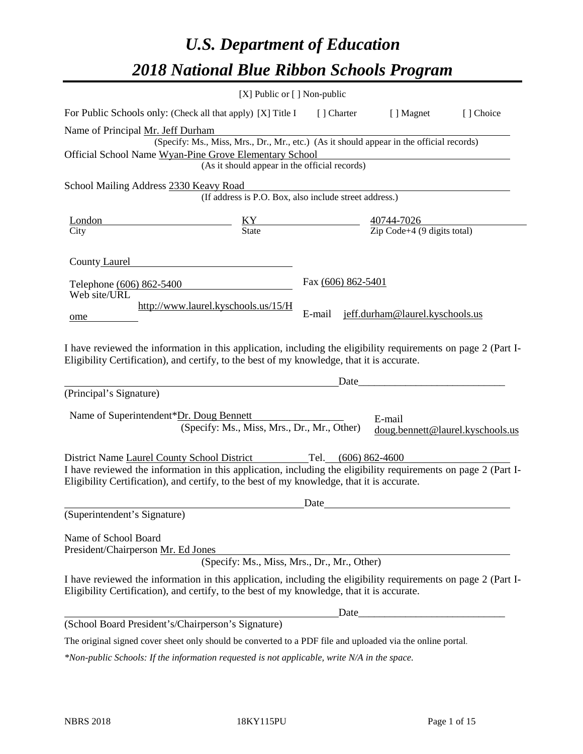# *U.S. Department of Education*

# *2018 National Blue Ribbon Schools Program*

[X] Public or [ ] Non-public

For Public Schools only: (Check all that apply) [X] Title I [ ] Charter [ ] Magnet [ ] Choice

Name of Principal Mr. Jeff Durham
(Specify: Ms., Miss, Mrs., Dr., Mr., etc.) (As it should appear in the official records)

Official School Name Wyan-Pine Grove Elementary School
(As it should appear in the official records)

School Mailing Address 2330 Keavy Road
(If address is P.O. Box, also include street address.)

| London | KY | 40744-7026 |
|---|---|---|
| City | State | Zip Code+4 (9 digits total) |

County Laurel

Telephone (606) 862-5400 Fax (606) 862-5401

Web site/URL http://www.laurel.kyschools.us/15/Home E-mail jeff.durham@laurel.kyschools.us

I have reviewed the information in this application, including the eligibility requirements on page 2 (Part I-Eligibility Certification), and certify, to the best of my knowledge, that it is accurate.

_________________________________________ Date_________________________
(Principal's Signature)

Name of Superintendent* Dr. Doug Bennett
(Specify: Ms., Miss, Mrs., Dr., Mr., Other)
E-mail doug.bennett@laurel.kyschools.us

District Name Laurel County School District Tel. (606) 862-4600

I have reviewed the information in this application, including the eligibility requirements on page 2 (Part I-Eligibility Certification), and certify, to the best of my knowledge, that it is accurate.

_________________________________________ Date_________________________
(Superintendent's Signature)

Name of School Board
President/Chairperson Mr. Ed Jones
(Specify: Ms., Miss, Mrs., Dr., Mr., Other)

I have reviewed the information in this application, including the eligibility requirements on page 2 (Part I-Eligibility Certification), and certify, to the best of my knowledge, that it is accurate.

_________________________________________ Date_________________________
(School Board President's/Chairperson's Signature)

The original signed cover sheet only should be converted to a PDF file and uploaded via the online portal.

*\*Non-public Schools: If the information requested is not applicable, write N/A in the space.*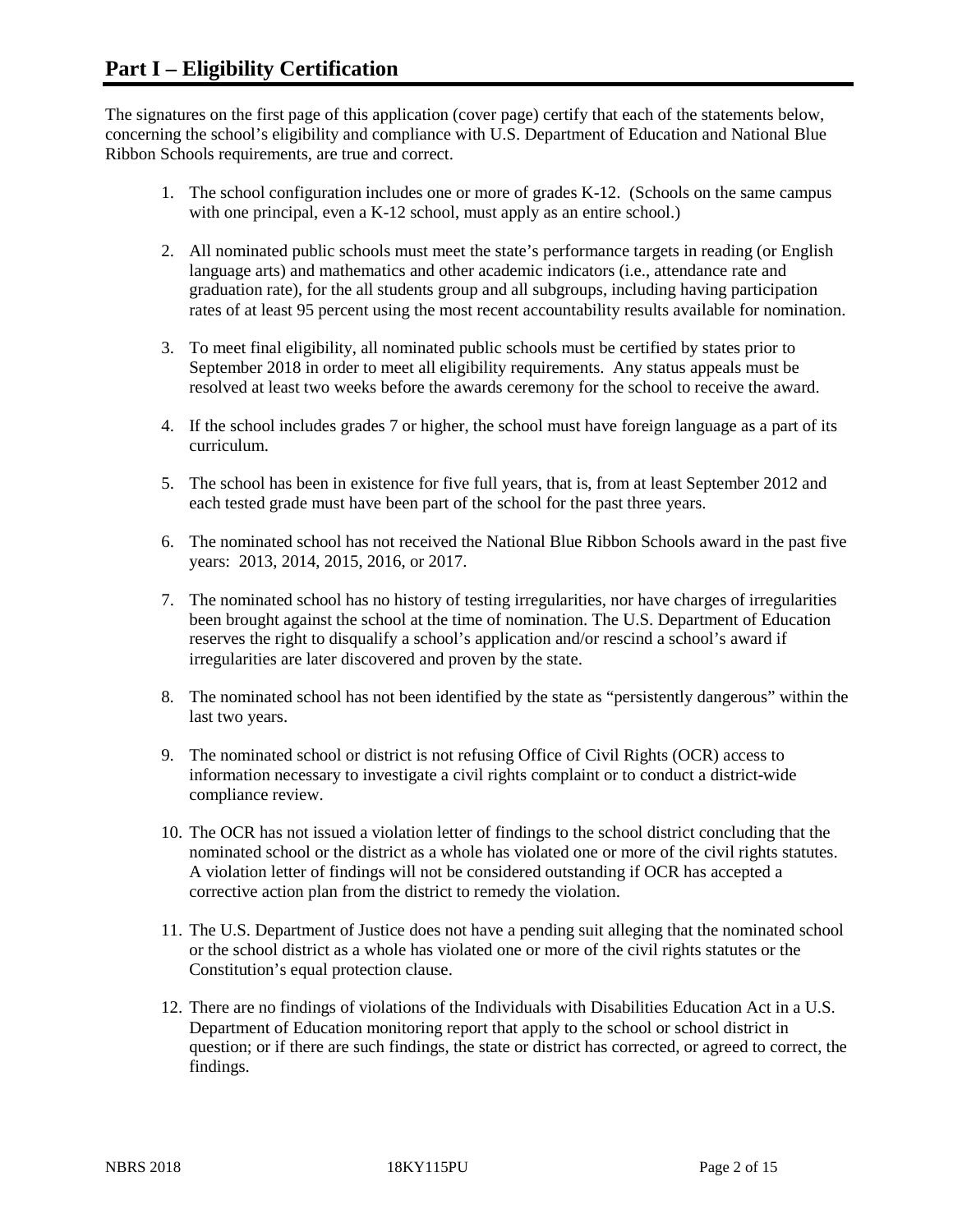# Part I – Eligibility Certification

The signatures on the first page of this application (cover page) certify that each of the statements below, concerning the school's eligibility and compliance with U.S. Department of Education and National Blue Ribbon Schools requirements, are true and correct.

1. The school configuration includes one or more of grades K-12. (Schools on the same campus with one principal, even a K-12 school, must apply as an entire school.)
2. All nominated public schools must meet the state's performance targets in reading (or English language arts) and mathematics and other academic indicators (i.e., attendance rate and graduation rate), for the all students group and all subgroups, including having participation rates of at least 95 percent using the most recent accountability results available for nomination.
3. To meet final eligibility, all nominated public schools must be certified by states prior to September 2018 in order to meet all eligibility requirements. Any status appeals must be resolved at least two weeks before the awards ceremony for the school to receive the award.
4. If the school includes grades 7 or higher, the school must have foreign language as a part of its curriculum.
5. The school has been in existence for five full years, that is, from at least September 2012 and each tested grade must have been part of the school for the past three years.
6. The nominated school has not received the National Blue Ribbon Schools award in the past five years: 2013, 2014, 2015, 2016, or 2017.
7. The nominated school has no history of testing irregularities, nor have charges of irregularities been brought against the school at the time of nomination. The U.S. Department of Education reserves the right to disqualify a school's application and/or rescind a school's award if irregularities are later discovered and proven by the state.
8. The nominated school has not been identified by the state as "persistently dangerous" within the last two years.
9. The nominated school or district is not refusing Office of Civil Rights (OCR) access to information necessary to investigate a civil rights complaint or to conduct a district-wide compliance review.
10. The OCR has not issued a violation letter of findings to the school district concluding that the nominated school or the district as a whole has violated one or more of the civil rights statutes. A violation letter of findings will not be considered outstanding if OCR has accepted a corrective action plan from the district to remedy the violation.
11. The U.S. Department of Justice does not have a pending suit alleging that the nominated school or the school district as a whole has violated one or more of the civil rights statutes or the Constitution's equal protection clause.
12. There are no findings of violations of the Individuals with Disabilities Education Act in a U.S. Department of Education monitoring report that apply to the school or school district in question; or if there are such findings, the state or district has corrected, or agreed to correct, the findings.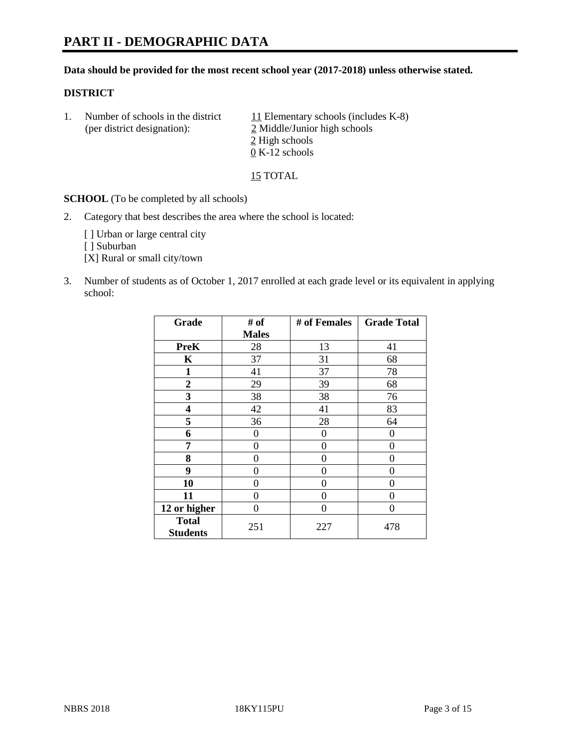# PART II - DEMOGRAPHIC DATA

**Data should be provided for the most recent school year (2017-2018) unless otherwise stated.**

**DISTRICT**

1. Number of schools in the district (per district designation):
   11 Elementary schools (includes K-8)
   2 Middle/Junior high schools
   2 High schools
   0 K-12 schools

   15 TOTAL

**SCHOOL** (To be completed by all schools)

2. Category that best describes the area where the school is located:

   [ ] Urban or large central city
   [ ] Suburban
   [X] Rural or small city/town

3. Number of students as of October 1, 2017 enrolled at each grade level or its equivalent in applying school:

| Grade | # of Males | # of Females | Grade Total |
|---|---|---|---|
| PreK | 28 | 13 | 41 |
| K | 37 | 31 | 68 |
| 1 | 41 | 37 | 78 |
| 2 | 29 | 39 | 68 |
| 3 | 38 | 38 | 76 |
| 4 | 42 | 41 | 83 |
| 5 | 36 | 28 | 64 |
| 6 | 0 | 0 | 0 |
| 7 | 0 | 0 | 0 |
| 8 | 0 | 0 | 0 |
| 9 | 0 | 0 | 0 |
| 10 | 0 | 0 | 0 |
| 11 | 0 | 0 | 0 |
| 12 or higher | 0 | 0 | 0 |
| Total Students | 251 | 227 | 478 |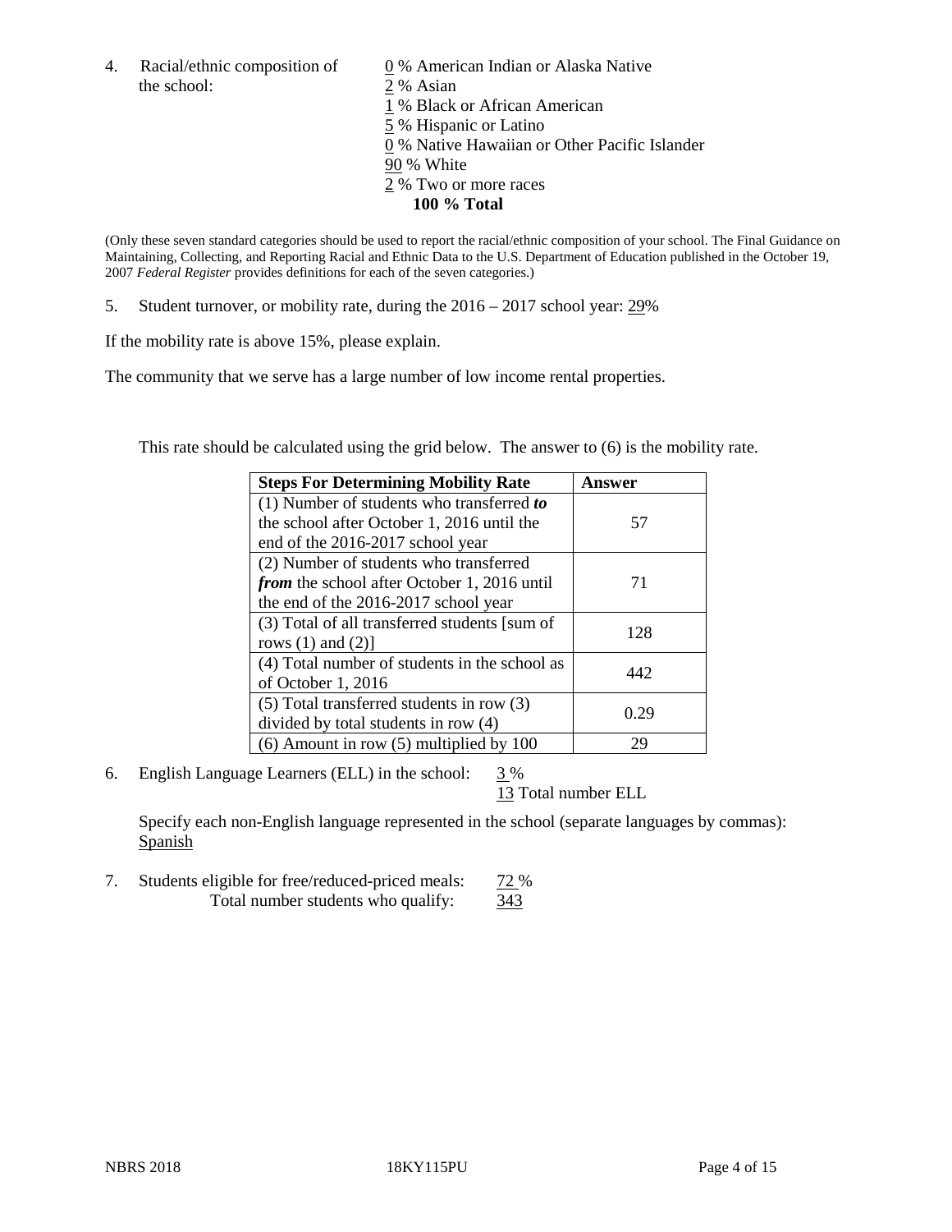4. Racial/ethnic composition of the school:

0 % American Indian or Alaska Native
2 % Asian
1 % Black or African American
5 % Hispanic or Latino
0 % Native Hawaiian or Other Pacific Islander
90 % White
2 % Two or more races
**100 % Total**

(Only these seven standard categories should be used to report the racial/ethnic composition of your school. The Final Guidance on Maintaining, Collecting, and Reporting Racial and Ethnic Data to the U.S. Department of Education published in the October 19, 2007 *Federal Register* provides definitions for each of the seven categories.)

5. Student turnover, or mobility rate, during the 2016 – 2017 school year: 29%

If the mobility rate is above 15%, please explain.

The community that we serve has a large number of low income rental properties.

This rate should be calculated using the grid below. The answer to (6) is the mobility rate.

| **Steps For Determining Mobility Rate** | **Answer** |
| --- | --- |
| (1) Number of students who transferred ***to*** the school after October 1, 2016 until the end of the 2016-2017 school year | 57 |
| (2) Number of students who transferred ***from*** the school after October 1, 2016 until the end of the 2016-2017 school year | 71 |
| (3) Total of all transferred students [sum of rows (1) and (2)] | 128 |
| (4) Total number of students in the school as of October 1, 2016 | 442 |
| (5) Total transferred students in row (3) divided by total students in row (4) | 0.29 |
| (6) Amount in row (5) multiplied by 100 | 29 |

6. English Language Learners (ELL) in the school: 3 %
13 Total number ELL

Specify each non-English language represented in the school (separate languages by commas): Spanish

7. Students eligible for free/reduced-priced meals: 72 %
Total number students who qualify: 343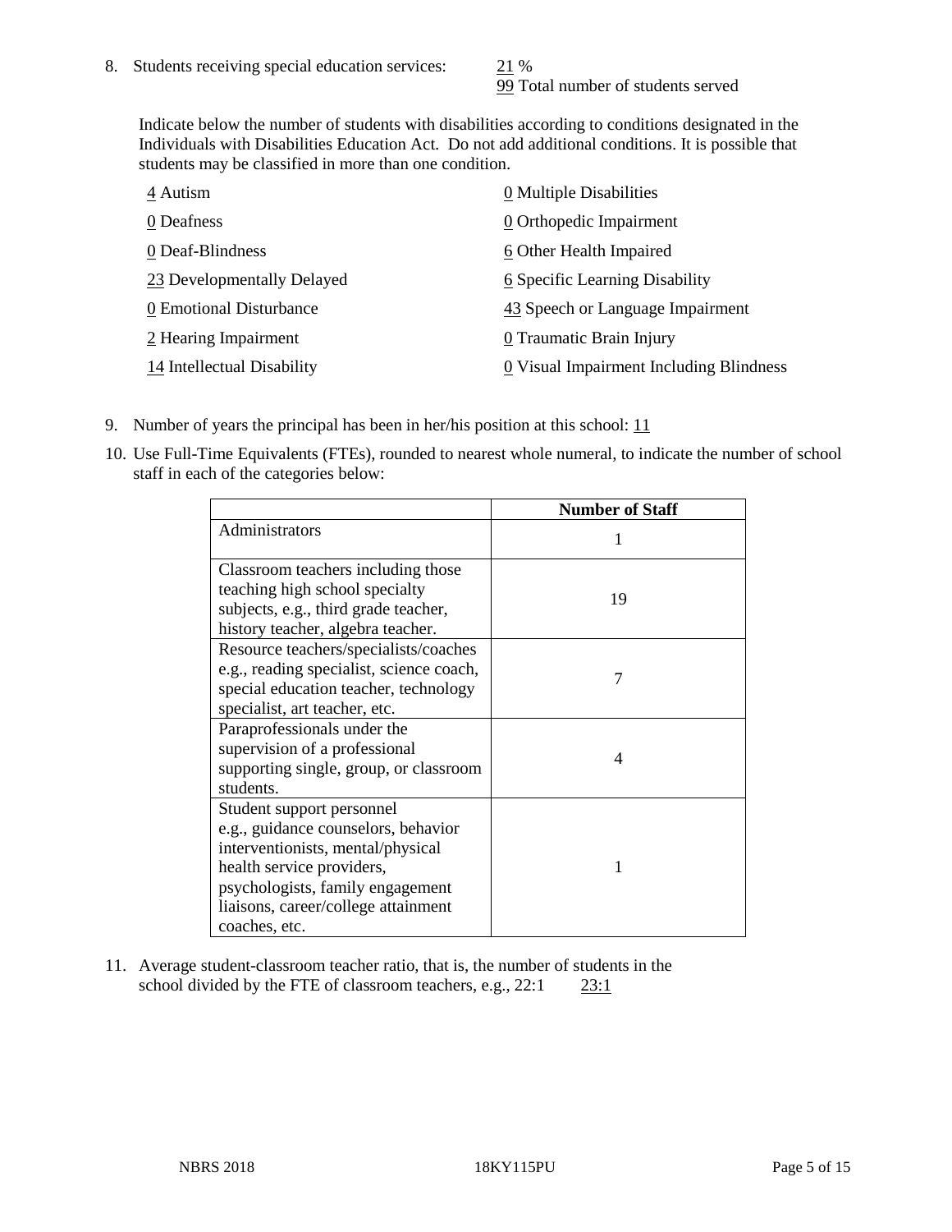8. Students receiving special education services: 21 %
   99 Total number of students served

   Indicate below the number of students with disabilities according to conditions designated in the Individuals with Disabilities Education Act. Do not add additional conditions. It is possible that students may be classified in more than one condition.

   4 Autism
   0 Deafness
   0 Deaf-Blindness
   23 Developmentally Delayed
   0 Emotional Disturbance
   2 Hearing Impairment
   14 Intellectual Disability
   0 Multiple Disabilities
   0 Orthopedic Impairment
   6 Other Health Impaired
   6 Specific Learning Disability
   43 Speech or Language Impairment
   0 Traumatic Brain Injury
   0 Visual Impairment Including Blindness

9. Number of years the principal has been in her/his position at this school: 11

10. Use Full-Time Equivalents (FTEs), rounded to nearest whole numeral, to indicate the number of school staff in each of the categories below:

| | Number of Staff |
|---|---|
| Administrators | 1 |
| Classroom teachers including those teaching high school specialty subjects, e.g., third grade teacher, history teacher, algebra teacher. | 19 |
| Resource teachers/specialists/coaches e.g., reading specialist, science coach, special education teacher, technology specialist, art teacher, etc. | 7 |
| Paraprofessionals under the supervision of a professional supporting single, group, or classroom students. | 4 |
| Student support personnel e.g., guidance counselors, behavior interventionists, mental/physical health service providers, psychologists, family engagement liaisons, career/college attainment coaches, etc. | 1 |

11. Average student-classroom teacher ratio, that is, the number of students in the school divided by the FTE of classroom teachers, e.g., 22:1 23:1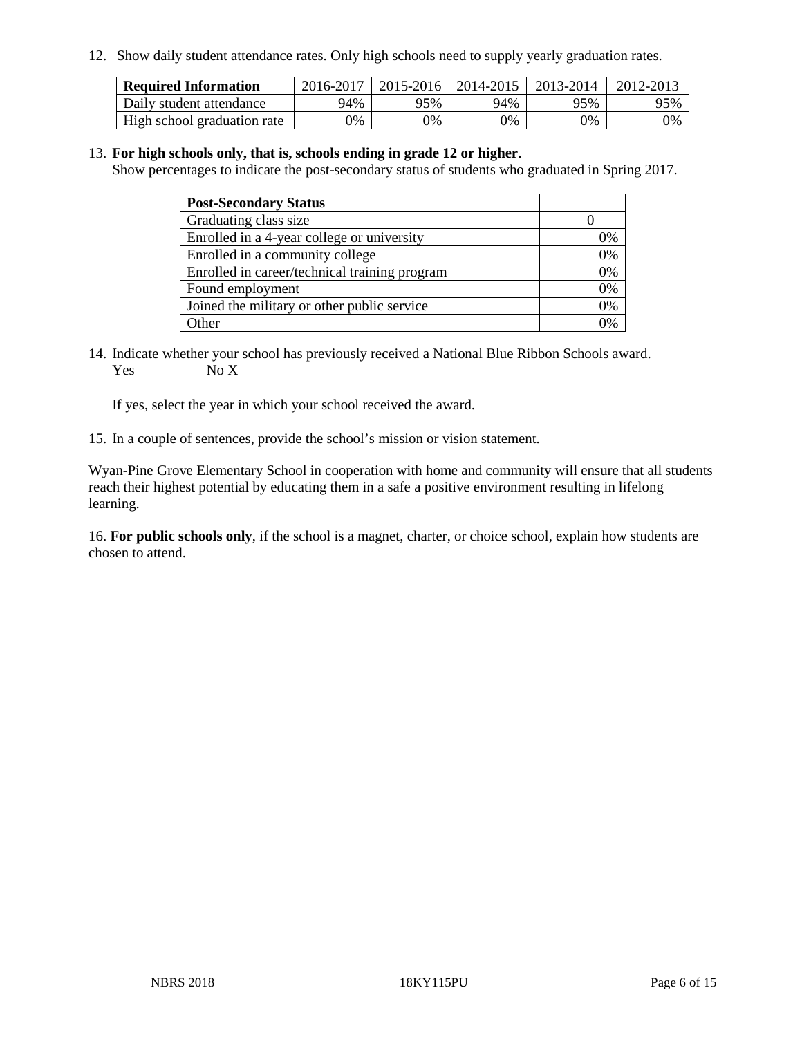12. Show daily student attendance rates. Only high schools need to supply yearly graduation rates.

| Required Information | 2016-2017 | 2015-2016 | 2014-2015 | 2013-2014 | 2012-2013 |
|---|---|---|---|---|---|
| Daily student attendance | 94% | 95% | 94% | 95% | 95% |
| High school graduation rate | 0% | 0% | 0% | 0% | 0% |

13. **For high schools only, that is, schools ending in grade 12 or higher.**
Show percentages to indicate the post-secondary status of students who graduated in Spring 2017.

| Post-Secondary Status | |
|---|---|
| Graduating class size | 0 |
| Enrolled in a 4-year college or university | 0% |
| Enrolled in a community college | 0% |
| Enrolled in career/technical training program | 0% |
| Found employment | 0% |
| Joined the military or other public service | 0% |
| Other | 0% |

14. Indicate whether your school has previously received a National Blue Ribbon Schools award.
Yes ___ No X

If yes, select the year in which your school received the award.

15. In a couple of sentences, provide the school's mission or vision statement.

Wyan-Pine Grove Elementary School in cooperation with home and community will ensure that all students reach their highest potential by educating them in a safe a positive environment resulting in lifelong learning.

16. **For public schools only**, if the school is a magnet, charter, or choice school, explain how students are chosen to attend.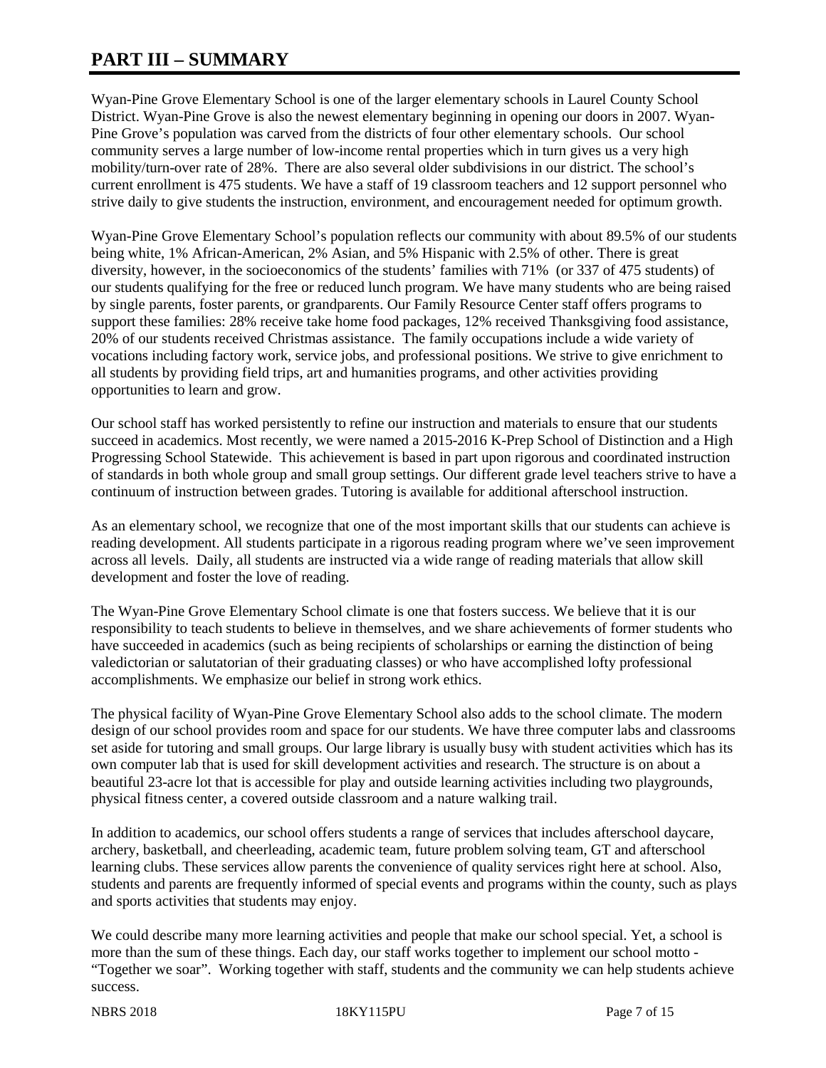# PART III – SUMMARY

Wyan-Pine Grove Elementary School is one of the larger elementary schools in Laurel County School District. Wyan-Pine Grove is also the newest elementary beginning in opening our doors in 2007. Wyan-Pine Grove's population was carved from the districts of four other elementary schools. Our school community serves a large number of low-income rental properties which in turn gives us a very high mobility/turn-over rate of 28%. There are also several older subdivisions in our district. The school's current enrollment is 475 students. We have a staff of 19 classroom teachers and 12 support personnel who strive daily to give students the instruction, environment, and encouragement needed for optimum growth.

Wyan-Pine Grove Elementary School's population reflects our community with about 89.5% of our students being white, 1% African-American, 2% Asian, and 5% Hispanic with 2.5% of other. There is great diversity, however, in the socioeconomics of the students' families with 71% (or 337 of 475 students) of our students qualifying for the free or reduced lunch program. We have many students who are being raised by single parents, foster parents, or grandparents. Our Family Resource Center staff offers programs to support these families: 28% receive take home food packages, 12% received Thanksgiving food assistance, 20% of our students received Christmas assistance. The family occupations include a wide variety of vocations including factory work, service jobs, and professional positions. We strive to give enrichment to all students by providing field trips, art and humanities programs, and other activities providing opportunities to learn and grow.

Our school staff has worked persistently to refine our instruction and materials to ensure that our students succeed in academics. Most recently, we were named a 2015-2016 K-Prep School of Distinction and a High Progressing School Statewide. This achievement is based in part upon rigorous and coordinated instruction of standards in both whole group and small group settings. Our different grade level teachers strive to have a continuum of instruction between grades. Tutoring is available for additional afterschool instruction.

As an elementary school, we recognize that one of the most important skills that our students can achieve is reading development. All students participate in a rigorous reading program where we've seen improvement across all levels. Daily, all students are instructed via a wide range of reading materials that allow skill development and foster the love of reading.

The Wyan-Pine Grove Elementary School climate is one that fosters success. We believe that it is our responsibility to teach students to believe in themselves, and we share achievements of former students who have succeeded in academics (such as being recipients of scholarships or earning the distinction of being valedictorian or salutatorian of their graduating classes) or who have accomplished lofty professional accomplishments. We emphasize our belief in strong work ethics.

The physical facility of Wyan-Pine Grove Elementary School also adds to the school climate. The modern design of our school provides room and space for our students. We have three computer labs and classrooms set aside for tutoring and small groups. Our large library is usually busy with student activities which has its own computer lab that is used for skill development activities and research. The structure is on about a beautiful 23-acre lot that is accessible for play and outside learning activities including two playgrounds, physical fitness center, a covered outside classroom and a nature walking trail.

In addition to academics, our school offers students a range of services that includes afterschool daycare, archery, basketball, and cheerleading, academic team, future problem solving team, GT and afterschool learning clubs. These services allow parents the convenience of quality services right here at school. Also, students and parents are frequently informed of special events and programs within the county, such as plays and sports activities that students may enjoy.

We could describe many more learning activities and people that make our school special. Yet, a school is more than the sum of these things. Each day, our staff works together to implement our school motto - "Together we soar". Working together with staff, students and the community we can help students achieve success.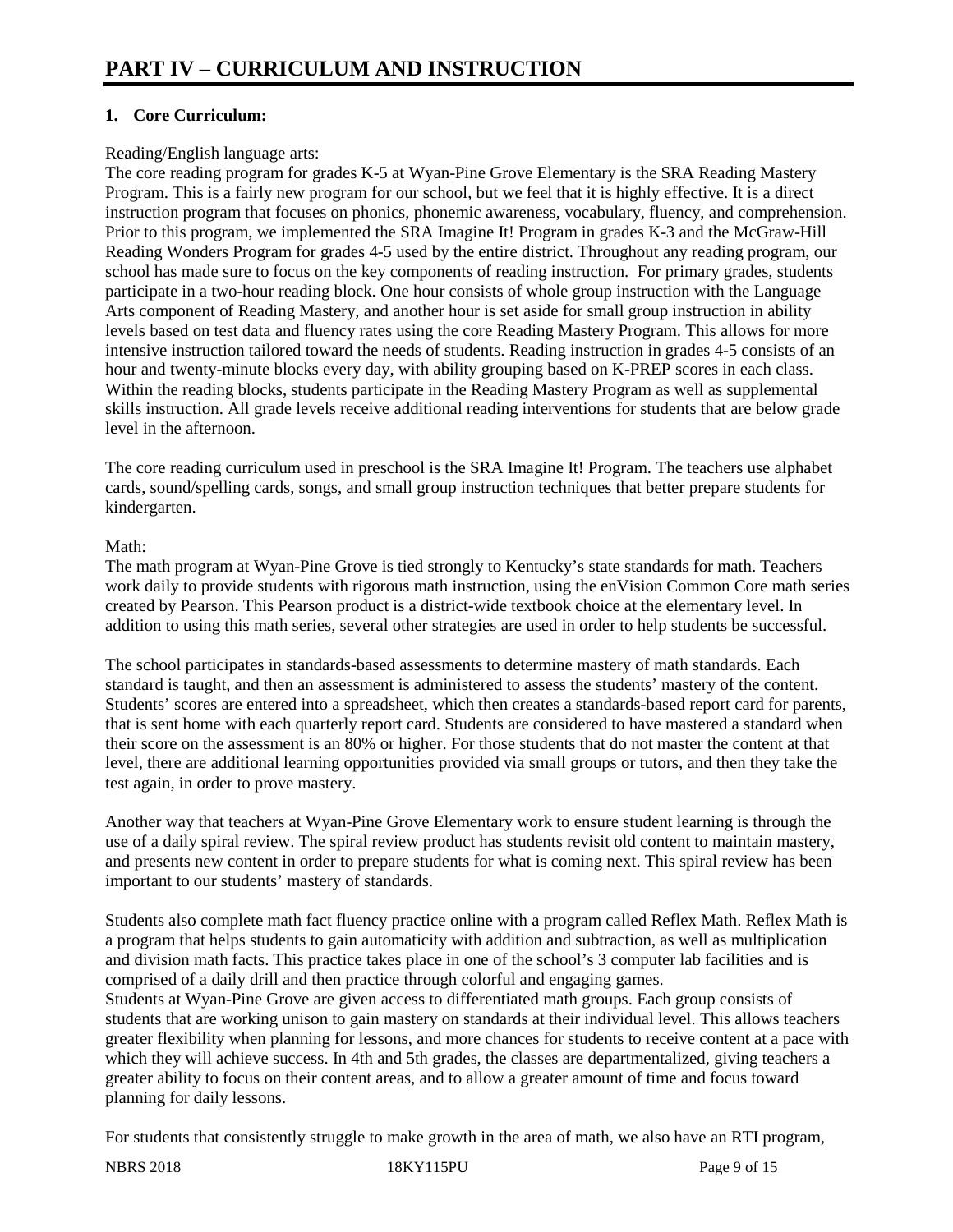# PART IV – CURRICULUM AND INSTRUCTION

## 1. Core Curriculum:

Reading/English language arts:

The core reading program for grades K-5 at Wyan-Pine Grove Elementary is the SRA Reading Mastery Program. This is a fairly new program for our school, but we feel that it is highly effective. It is a direct instruction program that focuses on phonics, phonemic awareness, vocabulary, fluency, and comprehension. Prior to this program, we implemented the SRA Imagine It! Program in grades K-3 and the McGraw-Hill Reading Wonders Program for grades 4-5 used by the entire district. Throughout any reading program, our school has made sure to focus on the key components of reading instruction. For primary grades, students participate in a two-hour reading block. One hour consists of whole group instruction with the Language Arts component of Reading Mastery, and another hour is set aside for small group instruction in ability levels based on test data and fluency rates using the core Reading Mastery Program. This allows for more intensive instruction tailored toward the needs of students. Reading instruction in grades 4-5 consists of an hour and twenty-minute blocks every day, with ability grouping based on K-PREP scores in each class. Within the reading blocks, students participate in the Reading Mastery Program as well as supplemental skills instruction. All grade levels receive additional reading interventions for students that are below grade level in the afternoon.

The core reading curriculum used in preschool is the SRA Imagine It! Program. The teachers use alphabet cards, sound/spelling cards, songs, and small group instruction techniques that better prepare students for kindergarten.

Math:

The math program at Wyan-Pine Grove is tied strongly to Kentucky's state standards for math. Teachers work daily to provide students with rigorous math instruction, using the enVision Common Core math series created by Pearson. This Pearson product is a district-wide textbook choice at the elementary level. In addition to using this math series, several other strategies are used in order to help students be successful.

The school participates in standards-based assessments to determine mastery of math standards. Each standard is taught, and then an assessment is administered to assess the students' mastery of the content. Students' scores are entered into a spreadsheet, which then creates a standards-based report card for parents, that is sent home with each quarterly report card. Students are considered to have mastered a standard when their score on the assessment is an 80% or higher. For those students that do not master the content at that level, there are additional learning opportunities provided via small groups or tutors, and then they take the test again, in order to prove mastery.

Another way that teachers at Wyan-Pine Grove Elementary work to ensure student learning is through the use of a daily spiral review. The spiral review product has students revisit old content to maintain mastery, and presents new content in order to prepare students for what is coming next. This spiral review has been important to our students' mastery of standards.

Students also complete math fact fluency practice online with a program called Reflex Math. Reflex Math is a program that helps students to gain automaticity with addition and subtraction, as well as multiplication and division math facts. This practice takes place in one of the school's 3 computer lab facilities and is comprised of a daily drill and then practice through colorful and engaging games.

Students at Wyan-Pine Grove are given access to differentiated math groups. Each group consists of students that are working unison to gain mastery on standards at their individual level. This allows teachers greater flexibility when planning for lessons, and more chances for students to receive content at a pace with which they will achieve success. In 4th and 5th grades, the classes are departmentalized, giving teachers a greater ability to focus on their content areas, and to allow a greater amount of time and focus toward planning for daily lessons.

For students that consistently struggle to make growth in the area of math, we also have an RTI program,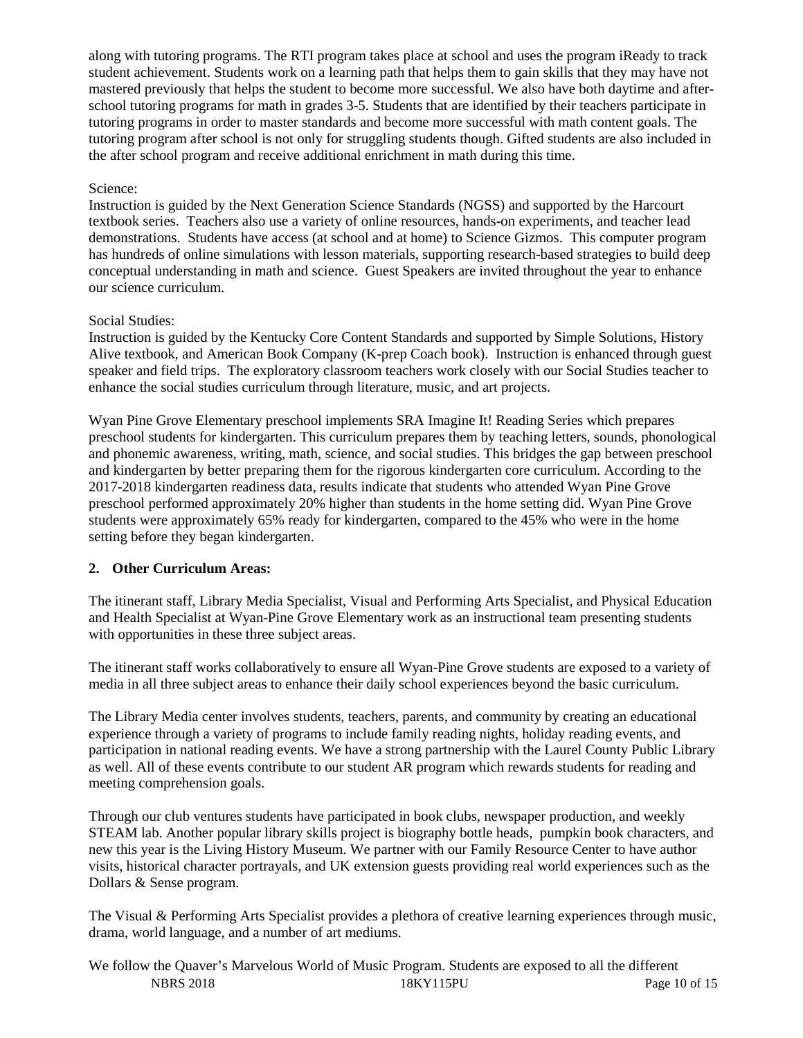along with tutoring programs. The RTI program takes place at school and uses the program iReady to track student achievement. Students work on a learning path that helps them to gain skills that they may have not mastered previously that helps the student to become more successful. We also have both daytime and after-school tutoring programs for math in grades 3-5. Students that are identified by their teachers participate in tutoring programs in order to master standards and become more successful with math content goals. The tutoring program after school is not only for struggling students though. Gifted students are also included in the after school program and receive additional enrichment in math during this time.

Science:

Instruction is guided by the Next Generation Science Standards (NGSS) and supported by the Harcourt textbook series. Teachers also use a variety of online resources, hands-on experiments, and teacher lead demonstrations. Students have access (at school and at home) to Science Gizmos. This computer program has hundreds of online simulations with lesson materials, supporting research-based strategies to build deep conceptual understanding in math and science. Guest Speakers are invited throughout the year to enhance our science curriculum.

Social Studies:

Instruction is guided by the Kentucky Core Content Standards and supported by Simple Solutions, History Alive textbook, and American Book Company (K-prep Coach book). Instruction is enhanced through guest speaker and field trips. The exploratory classroom teachers work closely with our Social Studies teacher to enhance the social studies curriculum through literature, music, and art projects.

Wyan Pine Grove Elementary preschool implements SRA Imagine It! Reading Series which prepares preschool students for kindergarten. This curriculum prepares them by teaching letters, sounds, phonological and phonemic awareness, writing, math, science, and social studies. This bridges the gap between preschool and kindergarten by better preparing them for the rigorous kindergarten core curriculum. According to the 2017-2018 kindergarten readiness data, results indicate that students who attended Wyan Pine Grove preschool performed approximately 20% higher than students in the home setting did. Wyan Pine Grove students were approximately 65% ready for kindergarten, compared to the 45% who were in the home setting before they began kindergarten.

**2. Other Curriculum Areas:**

The itinerant staff, Library Media Specialist, Visual and Performing Arts Specialist, and Physical Education and Health Specialist at Wyan-Pine Grove Elementary work as an instructional team presenting students with opportunities in these three subject areas.

The itinerant staff works collaboratively to ensure all Wyan-Pine Grove students are exposed to a variety of media in all three subject areas to enhance their daily school experiences beyond the basic curriculum.

The Library Media center involves students, teachers, parents, and community by creating an educational experience through a variety of programs to include family reading nights, holiday reading events, and participation in national reading events. We have a strong partnership with the Laurel County Public Library as well. All of these events contribute to our student AR program which rewards students for reading and meeting comprehension goals.

Through our club ventures students have participated in book clubs, newspaper production, and weekly STEAM lab. Another popular library skills project is biography bottle heads, pumpkin book characters, and new this year is the Living History Museum. We partner with our Family Resource Center to have author visits, historical character portrayals, and UK extension guests providing real world experiences such as the Dollars & Sense program.

The Visual & Performing Arts Specialist provides a plethora of creative learning experiences through music, drama, world language, and a number of art mediums.

We follow the Quaver's Marvelous World of Music Program. Students are exposed to all the different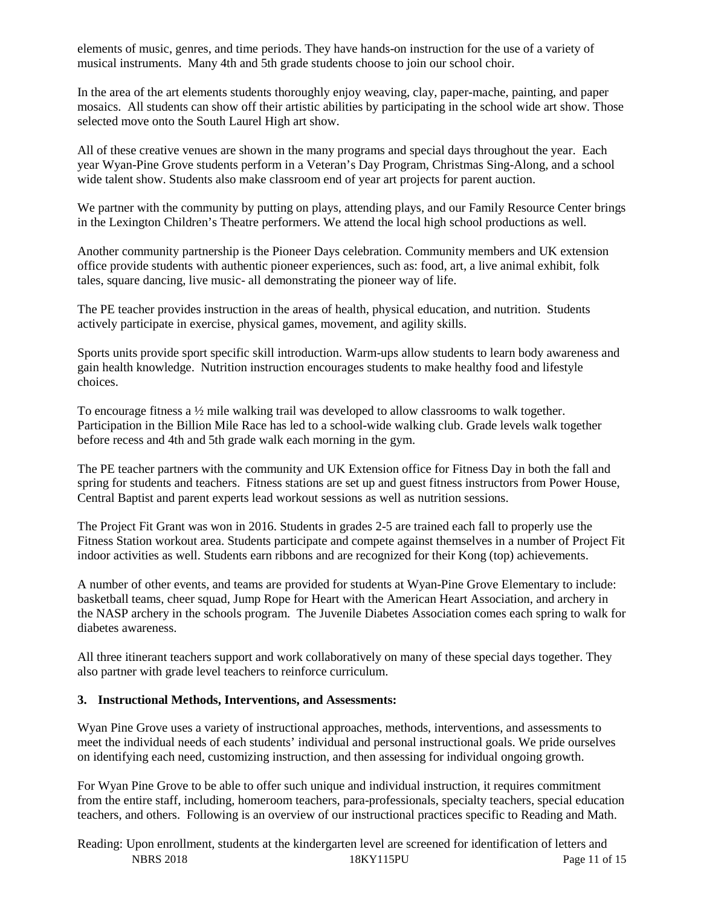elements of music, genres, and time periods. They have hands-on instruction for the use of a variety of musical instruments. Many 4th and 5th grade students choose to join our school choir.

In the area of the art elements students thoroughly enjoy weaving, clay, paper-mache, painting, and paper mosaics. All students can show off their artistic abilities by participating in the school wide art show. Those selected move onto the South Laurel High art show.

All of these creative venues are shown in the many programs and special days throughout the year. Each year Wyan-Pine Grove students perform in a Veteran's Day Program, Christmas Sing-Along, and a school wide talent show. Students also make classroom end of year art projects for parent auction.

We partner with the community by putting on plays, attending plays, and our Family Resource Center brings in the Lexington Children's Theatre performers. We attend the local high school productions as well.

Another community partnership is the Pioneer Days celebration. Community members and UK extension office provide students with authentic pioneer experiences, such as: food, art, a live animal exhibit, folk tales, square dancing, live music- all demonstrating the pioneer way of life.

The PE teacher provides instruction in the areas of health, physical education, and nutrition. Students actively participate in exercise, physical games, movement, and agility skills.

Sports units provide sport specific skill introduction. Warm-ups allow students to learn body awareness and gain health knowledge. Nutrition instruction encourages students to make healthy food and lifestyle choices.

To encourage fitness a ½ mile walking trail was developed to allow classrooms to walk together. Participation in the Billion Mile Race has led to a school-wide walking club. Grade levels walk together before recess and 4th and 5th grade walk each morning in the gym.

The PE teacher partners with the community and UK Extension office for Fitness Day in both the fall and spring for students and teachers. Fitness stations are set up and guest fitness instructors from Power House, Central Baptist and parent experts lead workout sessions as well as nutrition sessions.

The Project Fit Grant was won in 2016. Students in grades 2-5 are trained each fall to properly use the Fitness Station workout area. Students participate and compete against themselves in a number of Project Fit indoor activities as well. Students earn ribbons and are recognized for their Kong (top) achievements.

A number of other events, and teams are provided for students at Wyan-Pine Grove Elementary to include: basketball teams, cheer squad, Jump Rope for Heart with the American Heart Association, and archery in the NASP archery in the schools program. The Juvenile Diabetes Association comes each spring to walk for diabetes awareness.

All three itinerant teachers support and work collaboratively on many of these special days together. They also partner with grade level teachers to reinforce curriculum.

**3. Instructional Methods, Interventions, and Assessments:**

Wyan Pine Grove uses a variety of instructional approaches, methods, interventions, and assessments to meet the individual needs of each students' individual and personal instructional goals. We pride ourselves on identifying each need, customizing instruction, and then assessing for individual ongoing growth.

For Wyan Pine Grove to be able to offer such unique and individual instruction, it requires commitment from the entire staff, including, homeroom teachers, para-professionals, specialty teachers, special education teachers, and others. Following is an overview of our instructional practices specific to Reading and Math.

Reading: Upon enrollment, students at the kindergarten level are screened for identification of letters and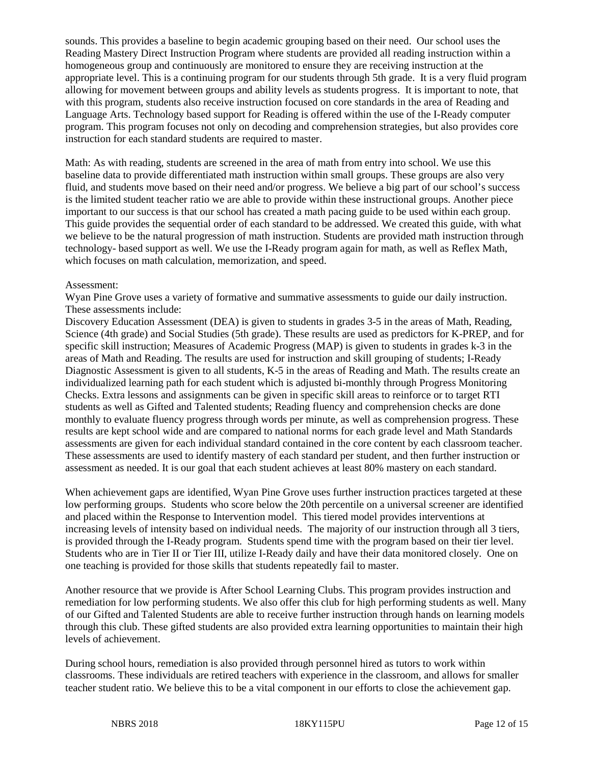sounds. This provides a baseline to begin academic grouping based on their need. Our school uses the Reading Mastery Direct Instruction Program where students are provided all reading instruction within a homogeneous group and continuously are monitored to ensure they are receiving instruction at the appropriate level. This is a continuing program for our students through 5th grade. It is a very fluid program allowing for movement between groups and ability levels as students progress. It is important to note, that with this program, students also receive instruction focused on core standards in the area of Reading and Language Arts. Technology based support for Reading is offered within the use of the I-Ready computer program. This program focuses not only on decoding and comprehension strategies, but also provides core instruction for each standard students are required to master.

Math: As with reading, students are screened in the area of math from entry into school. We use this baseline data to provide differentiated math instruction within small groups. These groups are also very fluid, and students move based on their need and/or progress. We believe a big part of our school's success is the limited student teacher ratio we are able to provide within these instructional groups. Another piece important to our success is that our school has created a math pacing guide to be used within each group. This guide provides the sequential order of each standard to be addressed. We created this guide, with what we believe to be the natural progression of math instruction. Students are provided math instruction through technology- based support as well. We use the I-Ready program again for math, as well as Reflex Math, which focuses on math calculation, memorization, and speed.

Assessment:
Wyan Pine Grove uses a variety of formative and summative assessments to guide our daily instruction. These assessments include:
Discovery Education Assessment (DEA) is given to students in grades 3-5 in the areas of Math, Reading, Science (4th grade) and Social Studies (5th grade). These results are used as predictors for K-PREP, and for specific skill instruction; Measures of Academic Progress (MAP) is given to students in grades k-3 in the areas of Math and Reading. The results are used for instruction and skill grouping of students; I-Ready Diagnostic Assessment is given to all students, K-5 in the areas of Reading and Math. The results create an individualized learning path for each student which is adjusted bi-monthly through Progress Monitoring Checks. Extra lessons and assignments can be given in specific skill areas to reinforce or to target RTI students as well as Gifted and Talented students; Reading fluency and comprehension checks are done monthly to evaluate fluency progress through words per minute, as well as comprehension progress. These results are kept school wide and are compared to national norms for each grade level and Math Standards assessments are given for each individual standard contained in the core content by each classroom teacher. These assessments are used to identify mastery of each standard per student, and then further instruction or assessment as needed. It is our goal that each student achieves at least 80% mastery on each standard.

When achievement gaps are identified, Wyan Pine Grove uses further instruction practices targeted at these low performing groups. Students who score below the 20th percentile on a universal screener are identified and placed within the Response to Intervention model. This tiered model provides interventions at increasing levels of intensity based on individual needs. The majority of our instruction through all 3 tiers, is provided through the I-Ready program. Students spend time with the program based on their tier level. Students who are in Tier II or Tier III, utilize I-Ready daily and have their data monitored closely. One on one teaching is provided for those skills that students repeatedly fail to master.

Another resource that we provide is After School Learning Clubs. This program provides instruction and remediation for low performing students. We also offer this club for high performing students as well. Many of our Gifted and Talented Students are able to receive further instruction through hands on learning models through this club. These gifted students are also provided extra learning opportunities to maintain their high levels of achievement.

During school hours, remediation is also provided through personnel hired as tutors to work within classrooms. These individuals are retired teachers with experience in the classroom, and allows for smaller teacher student ratio. We believe this to be a vital component in our efforts to close the achievement gap.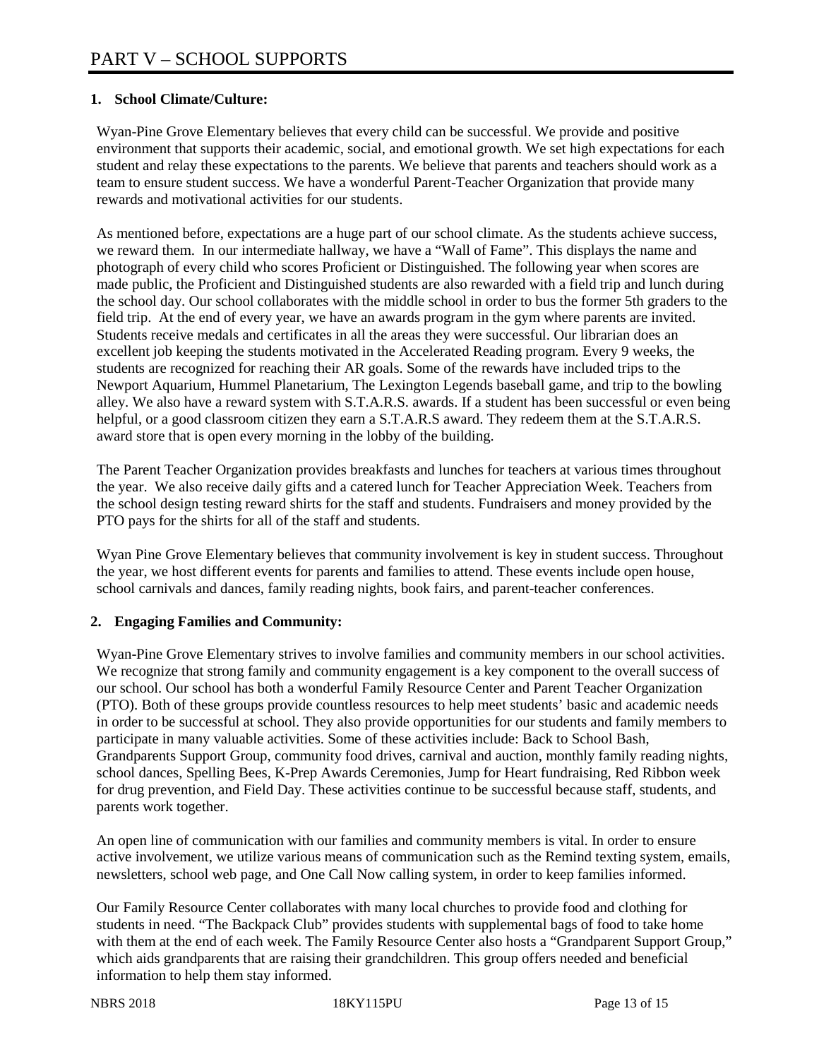# PART V – SCHOOL SUPPORTS

## 1. School Climate/Culture:

Wyan-Pine Grove Elementary believes that every child can be successful. We provide and positive environment that supports their academic, social, and emotional growth. We set high expectations for each student and relay these expectations to the parents. We believe that parents and teachers should work as a team to ensure student success. We have a wonderful Parent-Teacher Organization that provide many rewards and motivational activities for our students.

As mentioned before, expectations are a huge part of our school climate. As the students achieve success, we reward them. In our intermediate hallway, we have a "Wall of Fame". This displays the name and photograph of every child who scores Proficient or Distinguished. The following year when scores are made public, the Proficient and Distinguished students are also rewarded with a field trip and lunch during the school day. Our school collaborates with the middle school in order to bus the former 5th graders to the field trip. At the end of every year, we have an awards program in the gym where parents are invited. Students receive medals and certificates in all the areas they were successful. Our librarian does an excellent job keeping the students motivated in the Accelerated Reading program. Every 9 weeks, the students are recognized for reaching their AR goals. Some of the rewards have included trips to the Newport Aquarium, Hummel Planetarium, The Lexington Legends baseball game, and trip to the bowling alley. We also have a reward system with S.T.A.R.S. awards. If a student has been successful or even being helpful, or a good classroom citizen they earn a S.T.A.R.S award. They redeem them at the S.T.A.R.S. award store that is open every morning in the lobby of the building.

The Parent Teacher Organization provides breakfasts and lunches for teachers at various times throughout the year. We also receive daily gifts and a catered lunch for Teacher Appreciation Week. Teachers from the school design testing reward shirts for the staff and students. Fundraisers and money provided by the PTO pays for the shirts for all of the staff and students.

Wyan Pine Grove Elementary believes that community involvement is key in student success. Throughout the year, we host different events for parents and families to attend. These events include open house, school carnivals and dances, family reading nights, book fairs, and parent-teacher conferences.

## 2. Engaging Families and Community:

Wyan-Pine Grove Elementary strives to involve families and community members in our school activities. We recognize that strong family and community engagement is a key component to the overall success of our school. Our school has both a wonderful Family Resource Center and Parent Teacher Organization (PTO). Both of these groups provide countless resources to help meet students' basic and academic needs in order to be successful at school. They also provide opportunities for our students and family members to participate in many valuable activities. Some of these activities include: Back to School Bash, Grandparents Support Group, community food drives, carnival and auction, monthly family reading nights, school dances, Spelling Bees, K-Prep Awards Ceremonies, Jump for Heart fundraising, Red Ribbon week for drug prevention, and Field Day. These activities continue to be successful because staff, students, and parents work together.

An open line of communication with our families and community members is vital. In order to ensure active involvement, we utilize various means of communication such as the Remind texting system, emails, newsletters, school web page, and One Call Now calling system, in order to keep families informed.

Our Family Resource Center collaborates with many local churches to provide food and clothing for students in need. "The Backpack Club" provides students with supplemental bags of food to take home with them at the end of each week. The Family Resource Center also hosts a "Grandparent Support Group," which aids grandparents that are raising their grandchildren. This group offers needed and beneficial information to help them stay informed.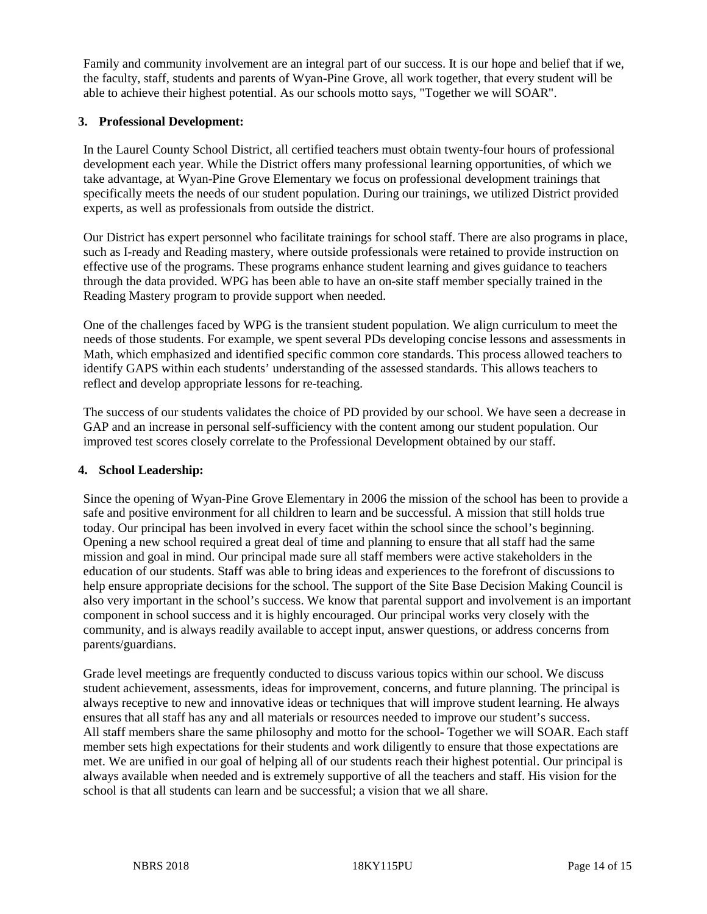Family and community involvement are an integral part of our success. It is our hope and belief that if we, the faculty, staff, students and parents of Wyan-Pine Grove, all work together, that every student will be able to achieve their highest potential. As our schools motto says, "Together we will SOAR".

### 3. Professional Development:

In the Laurel County School District, all certified teachers must obtain twenty-four hours of professional development each year. While the District offers many professional learning opportunities, of which we take advantage, at Wyan-Pine Grove Elementary we focus on professional development trainings that specifically meets the needs of our student population. During our trainings, we utilized District provided experts, as well as professionals from outside the district.

Our District has expert personnel who facilitate trainings for school staff. There are also programs in place, such as I-ready and Reading mastery, where outside professionals were retained to provide instruction on effective use of the programs. These programs enhance student learning and gives guidance to teachers through the data provided. WPG has been able to have an on-site staff member specially trained in the Reading Mastery program to provide support when needed.

One of the challenges faced by WPG is the transient student population. We align curriculum to meet the needs of those students. For example, we spent several PDs developing concise lessons and assessments in Math, which emphasized and identified specific common core standards. This process allowed teachers to identify GAPS within each students' understanding of the assessed standards. This allows teachers to reflect and develop appropriate lessons for re-teaching.

The success of our students validates the choice of PD provided by our school. We have seen a decrease in GAP and an increase in personal self-sufficiency with the content among our student population. Our improved test scores closely correlate to the Professional Development obtained by our staff.

### 4. School Leadership:

Since the opening of Wyan-Pine Grove Elementary in 2006 the mission of the school has been to provide a safe and positive environment for all children to learn and be successful. A mission that still holds true today. Our principal has been involved in every facet within the school since the school's beginning. Opening a new school required a great deal of time and planning to ensure that all staff had the same mission and goal in mind. Our principal made sure all staff members were active stakeholders in the education of our students. Staff was able to bring ideas and experiences to the forefront of discussions to help ensure appropriate decisions for the school. The support of the Site Base Decision Making Council is also very important in the school's success. We know that parental support and involvement is an important component in school success and it is highly encouraged. Our principal works very closely with the community, and is always readily available to accept input, answer questions, or address concerns from parents/guardians.

Grade level meetings are frequently conducted to discuss various topics within our school. We discuss student achievement, assessments, ideas for improvement, concerns, and future planning. The principal is always receptive to new and innovative ideas or techniques that will improve student learning. He always ensures that all staff has any and all materials or resources needed to improve our student's success.
All staff members share the same philosophy and motto for the school- Together we will SOAR. Each staff member sets high expectations for their students and work diligently to ensure that those expectations are met. We are unified in our goal of helping all of our students reach their highest potential. Our principal is always available when needed and is extremely supportive of all the teachers and staff. His vision for the school is that all students can learn and be successful; a vision that we all share.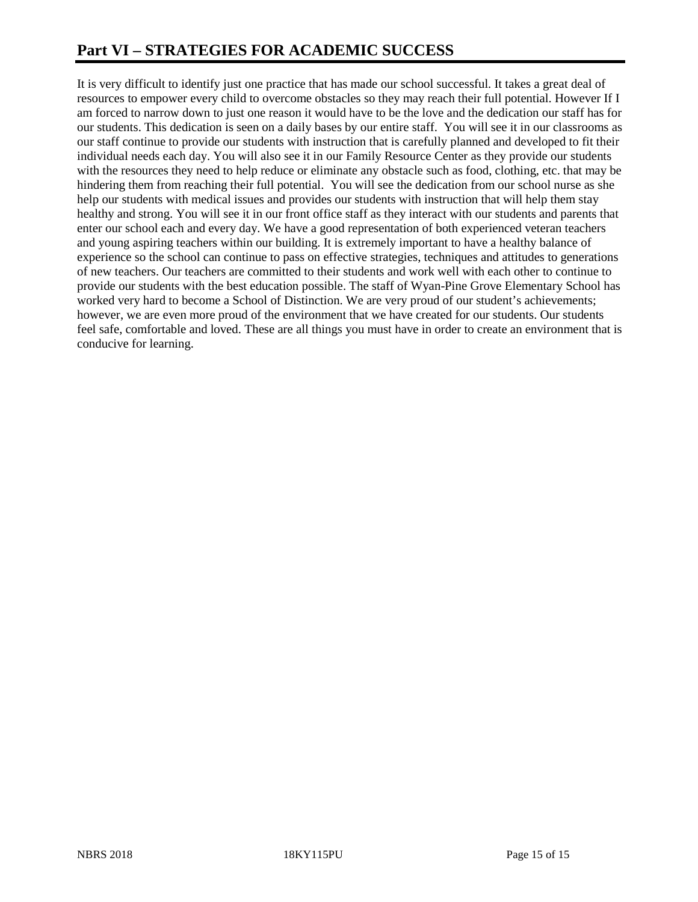# Part VI – STRATEGIES FOR ACADEMIC SUCCESS

It is very difficult to identify just one practice that has made our school successful. It takes a great deal of resources to empower every child to overcome obstacles so they may reach their full potential. However If I am forced to narrow down to just one reason it would have to be the love and the dedication our staff has for our students. This dedication is seen on a daily bases by our entire staff. You will see it in our classrooms as our staff continue to provide our students with instruction that is carefully planned and developed to fit their individual needs each day. You will also see it in our Family Resource Center as they provide our students with the resources they need to help reduce or eliminate any obstacle such as food, clothing, etc. that may be hindering them from reaching their full potential. You will see the dedication from our school nurse as she help our students with medical issues and provides our students with instruction that will help them stay healthy and strong. You will see it in our front office staff as they interact with our students and parents that enter our school each and every day. We have a good representation of both experienced veteran teachers and young aspiring teachers within our building. It is extremely important to have a healthy balance of experience so the school can continue to pass on effective strategies, techniques and attitudes to generations of new teachers. Our teachers are committed to their students and work well with each other to continue to provide our students with the best education possible. The staff of Wyan-Pine Grove Elementary School has worked very hard to become a School of Distinction. We are very proud of our student's achievements; however, we are even more proud of the environment that we have created for our students. Our students feel safe, comfortable and loved. These are all things you must have in order to create an environment that is conducive for learning.